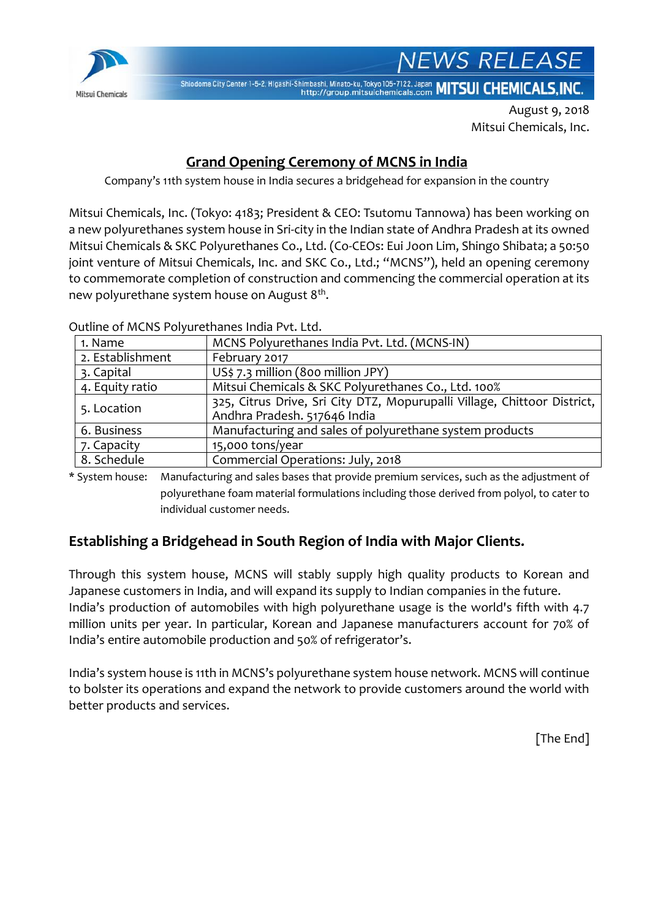# NEWS RELEASE

Shiodome City Center 1-5-2, Higashi-Shimbashi, Minato-ku, Tokyo 105-7122, Japan
http://group.mitsuichemicals.com **MITSUI CHEMICALS, INC.**

August 9, 2018
Mitsui Chemicals, Inc.

## Grand Opening Ceremony of MCNS in India

Company's 11th system house in India secures a bridgehead for expansion in the country

Mitsui Chemicals, Inc. (Tokyo: 4183; President & CEO: Tsutomu Tannowa) has been working on a new polyurethanes system house in Sri-city in the Indian state of Andhra Pradesh at its owned Mitsui Chemicals & SKC Polyurethanes Co., Ltd. (Co-CEOs: Eui Joon Lim, Shingo Shibata; a 50:50 joint venture of Mitsui Chemicals, Inc. and SKC Co., Ltd.; "MCNS"), held an opening ceremony to commemorate completion of construction and commencing the commercial operation at its new polyurethane system house on August 8th.

Outline of MCNS Polyurethanes India Pvt. Ltd.

| | |
|---|---|
| 1. Name | MCNS Polyurethanes India Pvt. Ltd. (MCNS-IN) |
| 2. Establishment | February 2017 |
| 3. Capital | US$ 7.3 million (800 million JPY) |
| 4. Equity ratio | Mitsui Chemicals & SKC Polyurethanes Co., Ltd. 100% |
| 5. Location | 325, Citrus Drive, Sri City DTZ, Mopurupalli Village, Chittoor District, Andhra Pradesh. 517646 India |
| 6. Business | Manufacturing and sales of polyurethane system products |
| 7. Capacity | 15,000 tons/year |
| 8. Schedule | Commercial Operations: July, 2018 |

* System house: Manufacturing and sales bases that provide premium services, such as the adjustment of polyurethane foam material formulations including those derived from polyol, to cater to individual customer needs.

### Establishing a Bridgehead in South Region of India with Major Clients.

Through this system house, MCNS will stably supply high quality products to Korean and Japanese customers in India, and will expand its supply to Indian companies in the future.
India's production of automobiles with high polyurethane usage is the world's fifth with 4.7 million units per year. In particular, Korean and Japanese manufacturers account for 70% of India's entire automobile production and 50% of refrigerator's.

India's system house is 11th in MCNS's polyurethane system house network. MCNS will continue to bolster its operations and expand the network to provide customers around the world with better products and services.

[The End]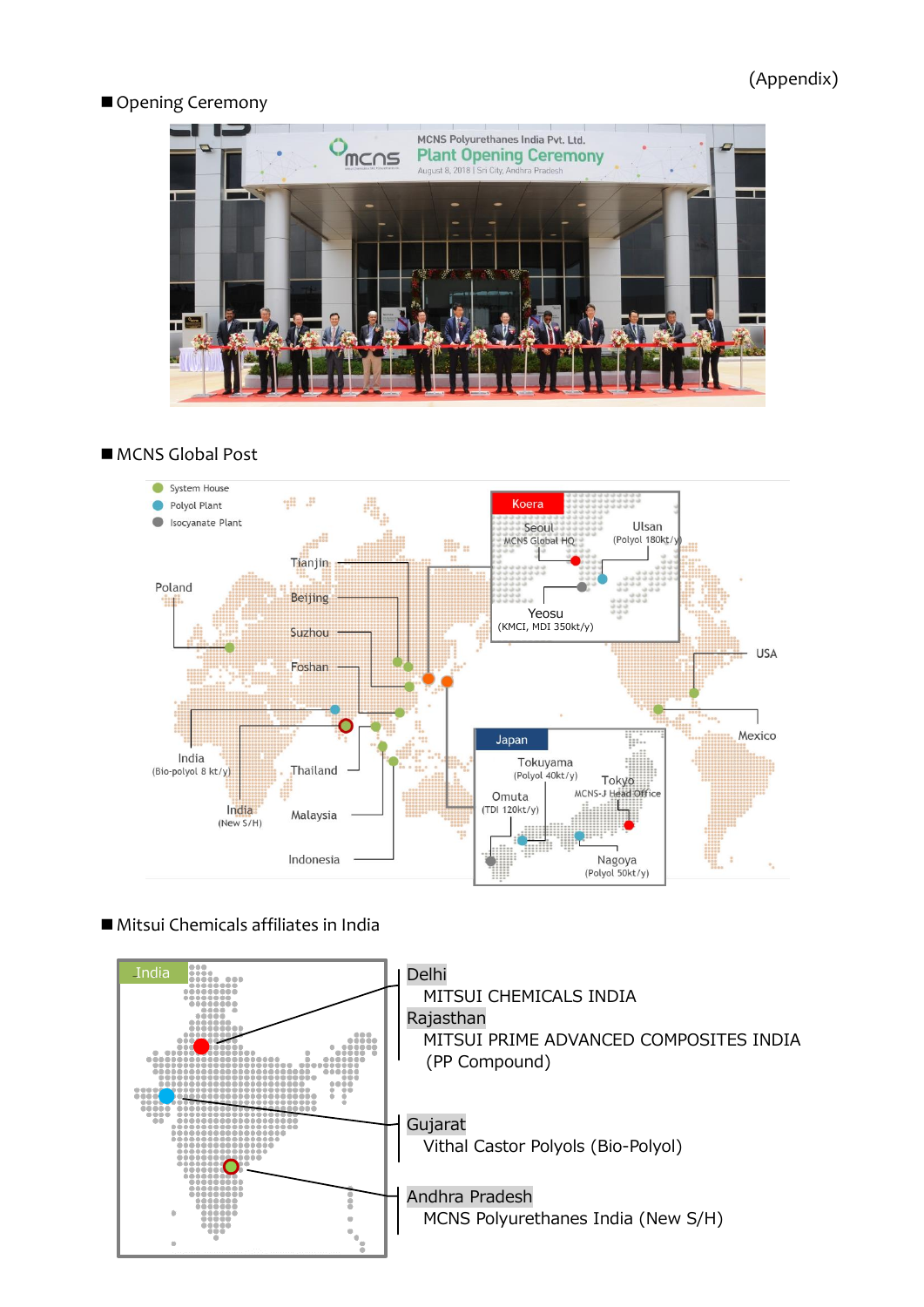(Appendix)

■ Opening Ceremony

MCNS Polyurethanes India Pvt. Ltd.
Plant Opening Ceremony
August 8, 2018 | Sri City, Andhra Pradesh

■ MCNS Global Post

System House
Polyol Plant
Isocyanate Plant

Poland
Tianjin
Beijing
Suzhou
Foshan
India (Bio-polyol 8 kt/y)
India (New S/H)
Thailand
Malaysia
Indonesia
USA
Mexico

Koera
Seoul
MCNS Global HQ
Ulsan
(Polyol 180kt/y)
Yeosu
(KMCI, MDI 350kt/y)

Japan
Tokuyama
(Polyol 40kt/y)
Tokyo
MCNS-J Head Office
Omuta
(TDI 120kt/y)
Nagoya
(Polyol 50kt/y)

■ Mitsui Chemicals affiliates in India

India

Delhi
MITSUI CHEMICALS INDIA

Rajasthan
MITSUI PRIME ADVANCED COMPOSITES INDIA
(PP Compound)

Gujarat
Vithal Castor Polyols (Bio-Polyol)

Andhra Pradesh
MCNS Polyurethanes India (New S/H)